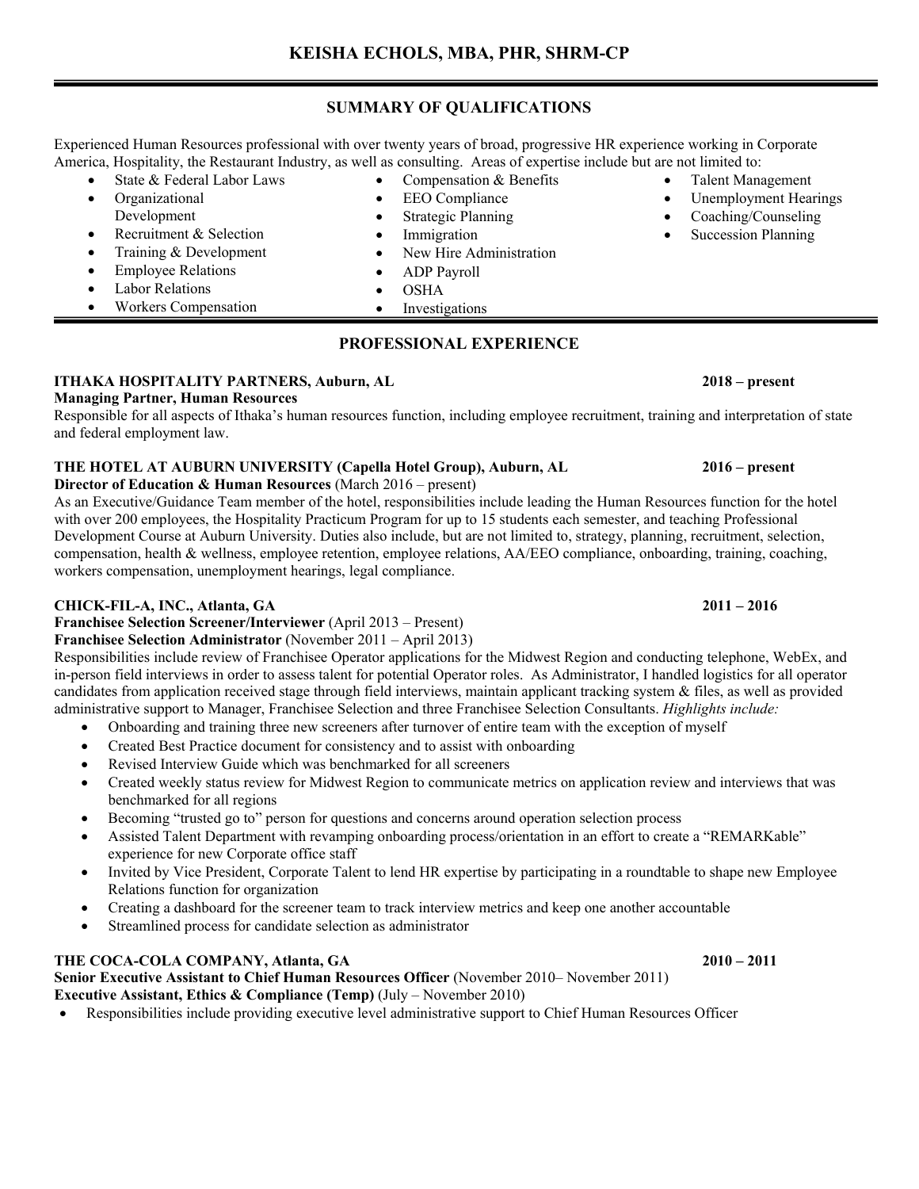# KEISHA ECHOLS, MBA, PHR, SHRM-CP

## SUMMARY OF QUALIFICATIONS

Experienced Human Resources professional with over twenty years of broad, progressive HR experience working in Corporate America, Hospitality, the Restaurant Industry, as well as consulting. Areas of expertise include but are not limited to:

- State & Federal Labor Laws
- Organizational Development
- Recruitment & Selection
- Training & Development
- Employee Relations
- Labor Relations
- Workers Compensation
- Compensation & Benefits
- EEO Compliance
- Strategic Planning
- Immigration
- New Hire Administration
- ADP Payroll
- OSHA
- Investigations
- Talent Management
- Unemployment Hearings
- Coaching/Counseling
- Succession Planning

## PROFESSIONAL EXPERIENCE

**ITHAKA HOSPITALITY PARTNERS, Auburn, AL** **2018 – present**
**Managing Partner, Human Resources**
Responsible for all aspects of Ithaka's human resources function, including employee recruitment, training and interpretation of state and federal employment law.

**THE HOTEL AT AUBURN UNIVERSITY (Capella Hotel Group), Auburn, AL** **2016 – present**
**Director of Education & Human Resources** (March 2016 – present)
As an Executive/Guidance Team member of the hotel, responsibilities include leading the Human Resources function for the hotel with over 200 employees, the Hospitality Practicum Program for up to 15 students each semester, and teaching Professional Development Course at Auburn University. Duties also include, but are not limited to, strategy, planning, recruitment, selection, compensation, health & wellness, employee retention, employee relations, AA/EEO compliance, onboarding, training, coaching, workers compensation, unemployment hearings, legal compliance.

**CHICK-FIL-A, INC., Atlanta, GA** **2011 – 2016**
**Franchisee Selection Screener/Interviewer** (April 2013 – Present)
**Franchisee Selection Administrator** (November 2011 – April 2013)
Responsibilities include review of Franchisee Operator applications for the Midwest Region and conducting telephone, WebEx, and in-person field interviews in order to assess talent for potential Operator roles. As Administrator, I handled logistics for all operator candidates from application received stage through field interviews, maintain applicant tracking system & files, as well as provided administrative support to Manager, Franchisee Selection and three Franchisee Selection Consultants. *Highlights include:*

- Onboarding and training three new screeners after turnover of entire team with the exception of myself
- Created Best Practice document for consistency and to assist with onboarding
- Revised Interview Guide which was benchmarked for all screeners
- Created weekly status review for Midwest Region to communicate metrics on application review and interviews that was benchmarked for all regions
- Becoming "trusted go to" person for questions and concerns around operation selection process
- Assisted Talent Department with revamping onboarding process/orientation in an effort to create a "REMARKable" experience for new Corporate office staff
- Invited by Vice President, Corporate Talent to lend HR expertise by participating in a roundtable to shape new Employee Relations function for organization
- Creating a dashboard for the screener team to track interview metrics and keep one another accountable
- Streamlined process for candidate selection as administrator

**THE COCA-COLA COMPANY, Atlanta, GA** **2010 – 2011**
**Senior Executive Assistant to Chief Human Resources Officer** (November 2010– November 2011)
**Executive Assistant, Ethics & Compliance (Temp)** (July – November 2010)

- Responsibilities include providing executive level administrative support to Chief Human Resources Officer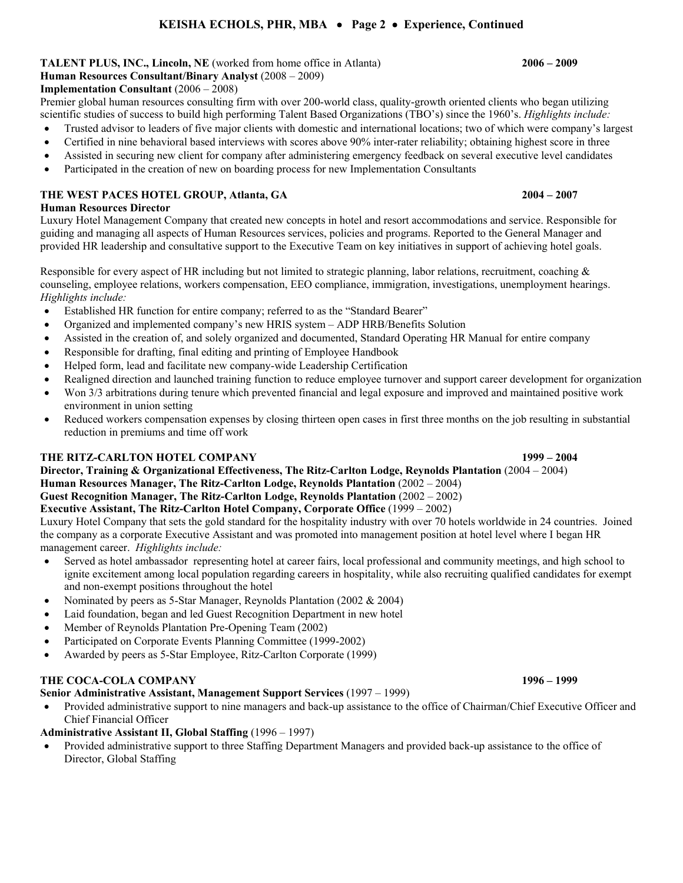**TALENT PLUS, INC., Lincoln, NE** (worked from home office in Atlanta) **2006 – 2009**
**Human Resources Consultant/Binary Analyst** (2008 – 2009)
**Implementation Consultant** (2006 – 2008)
Premier global human resources consulting firm with over 200-world class, quality-growth oriented clients who began utilizing scientific studies of success to build high performing Talent Based Organizations (TBO's) since the 1960's. *Highlights include:*

- Trusted advisor to leaders of five major clients with domestic and international locations; two of which were company's largest
- Certified in nine behavioral based interviews with scores above 90% inter-rater reliability; obtaining highest score in three
- Assisted in securing new client for company after administering emergency feedback on several executive level candidates
- Participated in the creation of new on boarding process for new Implementation Consultants

**THE WEST PACES HOTEL GROUP, Atlanta, GA** **2004 – 2007**
**Human Resources Director**
Luxury Hotel Management Company that created new concepts in hotel and resort accommodations and service. Responsible for guiding and managing all aspects of Human Resources services, policies and programs. Reported to the General Manager and provided HR leadership and consultative support to the Executive Team on key initiatives in support of achieving hotel goals.

Responsible for every aspect of HR including but not limited to strategic planning, labor relations, recruitment, coaching & counseling, employee relations, workers compensation, EEO compliance, immigration, investigations, unemployment hearings. *Highlights include:*

- Established HR function for entire company; referred to as the "Standard Bearer"
- Organized and implemented company's new HRIS system – ADP HRB/Benefits Solution
- Assisted in the creation of, and solely organized and documented, Standard Operating HR Manual for entire company
- Responsible for drafting, final editing and printing of Employee Handbook
- Helped form, lead and facilitate new company-wide Leadership Certification
- Realigned direction and launched training function to reduce employee turnover and support career development for organization
- Won 3/3 arbitrations during tenure which prevented financial and legal exposure and improved and maintained positive work environment in union setting
- Reduced workers compensation expenses by closing thirteen open cases in first three months on the job resulting in substantial reduction in premiums and time off work

**THE RITZ-CARLTON HOTEL COMPANY** **1999 – 2004**
**Director, Training & Organizational Effectiveness, The Ritz-Carlton Lodge, Reynolds Plantation** (2004 – 2004)
**Human Resources Manager, The Ritz-Carlton Lodge, Reynolds Plantation** (2002 – 2004)
**Guest Recognition Manager, The Ritz-Carlton Lodge, Reynolds Plantation** (2002 – 2002)
**Executive Assistant, The Ritz-Carlton Hotel Company, Corporate Office** (1999 – 2002)
Luxury Hotel Company that sets the gold standard for the hospitality industry with over 70 hotels worldwide in 24 countries. Joined the company as a corporate Executive Assistant and was promoted into management position at hotel level where I began HR management career. *Highlights include:*

- Served as hotel ambassador representing hotel at career fairs, local professional and community meetings, and high school to ignite excitement among local population regarding careers in hospitality, while also recruiting qualified candidates for exempt and non-exempt positions throughout the hotel
- Nominated by peers as 5-Star Manager, Reynolds Plantation (2002 & 2004)
- Laid foundation, began and led Guest Recognition Department in new hotel
- Member of Reynolds Plantation Pre-Opening Team (2002)
- Participated on Corporate Events Planning Committee (1999-2002)
- Awarded by peers as 5-Star Employee, Ritz-Carlton Corporate (1999)

**THE COCA-COLA COMPANY** **1996 – 1999**
**Senior Administrative Assistant, Management Support Services** (1997 – 1999)

- Provided administrative support to nine managers and back-up assistance to the office of Chairman/Chief Executive Officer and Chief Financial Officer

**Administrative Assistant II, Global Staffing** (1996 – 1997)

- Provided administrative support to three Staffing Department Managers and provided back-up assistance to the office of Director, Global Staffing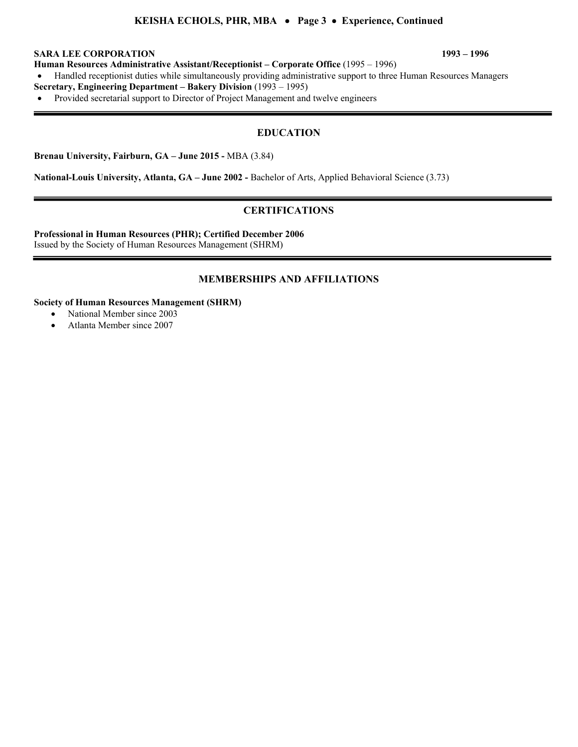**SARA LEE CORPORATION** **1993 – 1996**

**Human Resources Administrative Assistant/Receptionist – Corporate Office** (1995 – 1996)

- Handled receptionist duties while simultaneously providing administrative support to three Human Resources Managers

**Secretary, Engineering Department – Bakery Division** (1993 – 1995)

- Provided secretarial support to Director of Project Management and twelve engineers

## EDUCATION

**Brenau University, Fairburn, GA – June 2015 -** MBA (3.84)

**National-Louis University, Atlanta, GA – June 2002 -** Bachelor of Arts, Applied Behavioral Science (3.73)

## CERTIFICATIONS

**Professional in Human Resources (PHR); Certified December 2006**
Issued by the Society of Human Resources Management (SHRM)

## MEMBERSHIPS AND AFFILIATIONS

**Society of Human Resources Management (SHRM)**

- National Member since 2003
- Atlanta Member since 2007